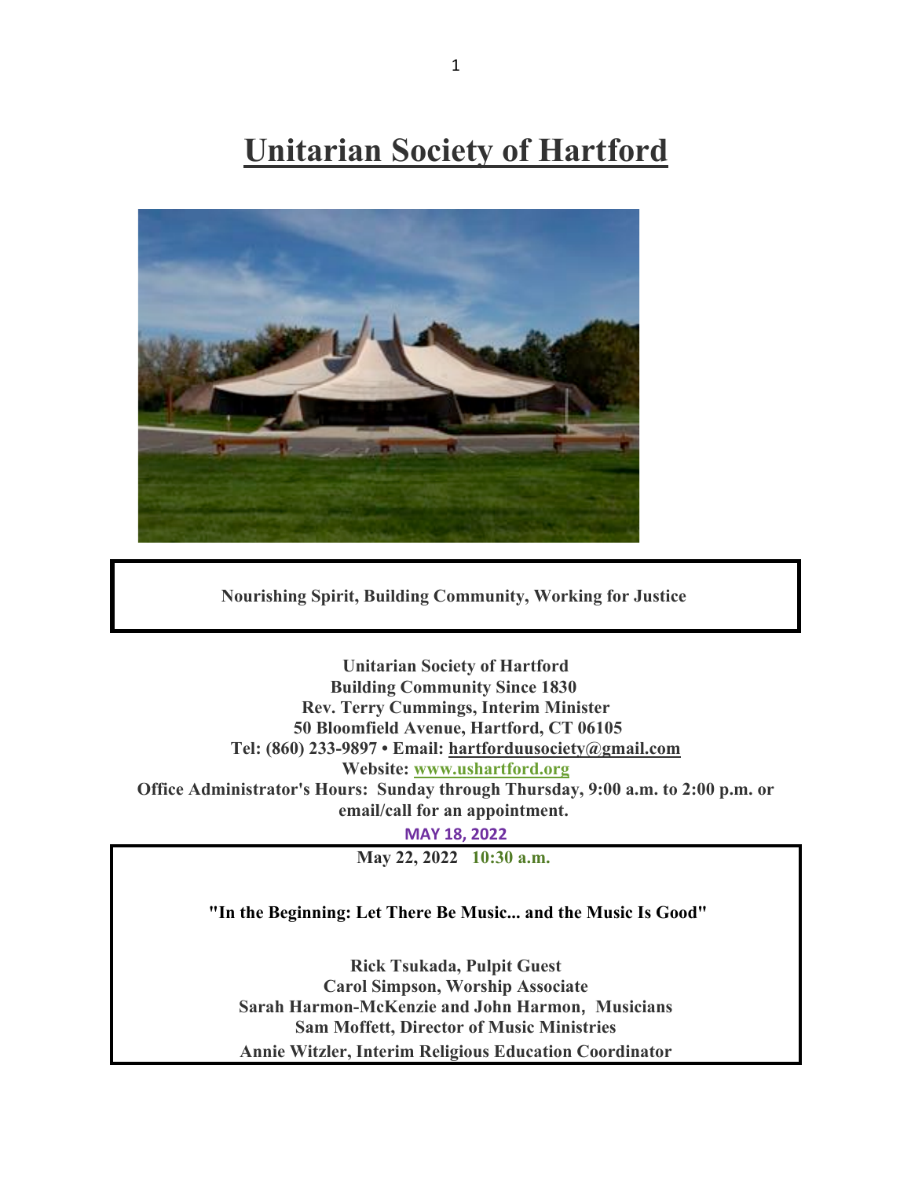# Unitarian Society of Hartford

**Nourishing Spirit, Building Community, Working for Justice**

**Unitarian Society of Hartford**
**Building Community Since 1830**
**Rev. Terry Cummings, Interim Minister**
**50 Bloomfield Avenue, Hartford, CT 06105**
**Tel: (860) 233-9897 • Email: hartforduusociety@gmail.com**
**Website: www.ushartford.org**
**Office Administrator's Hours: Sunday through Thursday, 9:00 a.m. to 2:00 p.m. or email/call for an appointment.**

**MAY 18, 2022**

**May 22, 2022 10:30 a.m.**

**"In the Beginning: Let There Be Music... and the Music Is Good"**

**Rick Tsukada, Pulpit Guest**
**Carol Simpson, Worship Associate**
**Sarah Harmon-McKenzie and John Harmon, Musicians**
**Sam Moffett, Director of Music Ministries**
**Annie Witzler, Interim Religious Education Coordinator**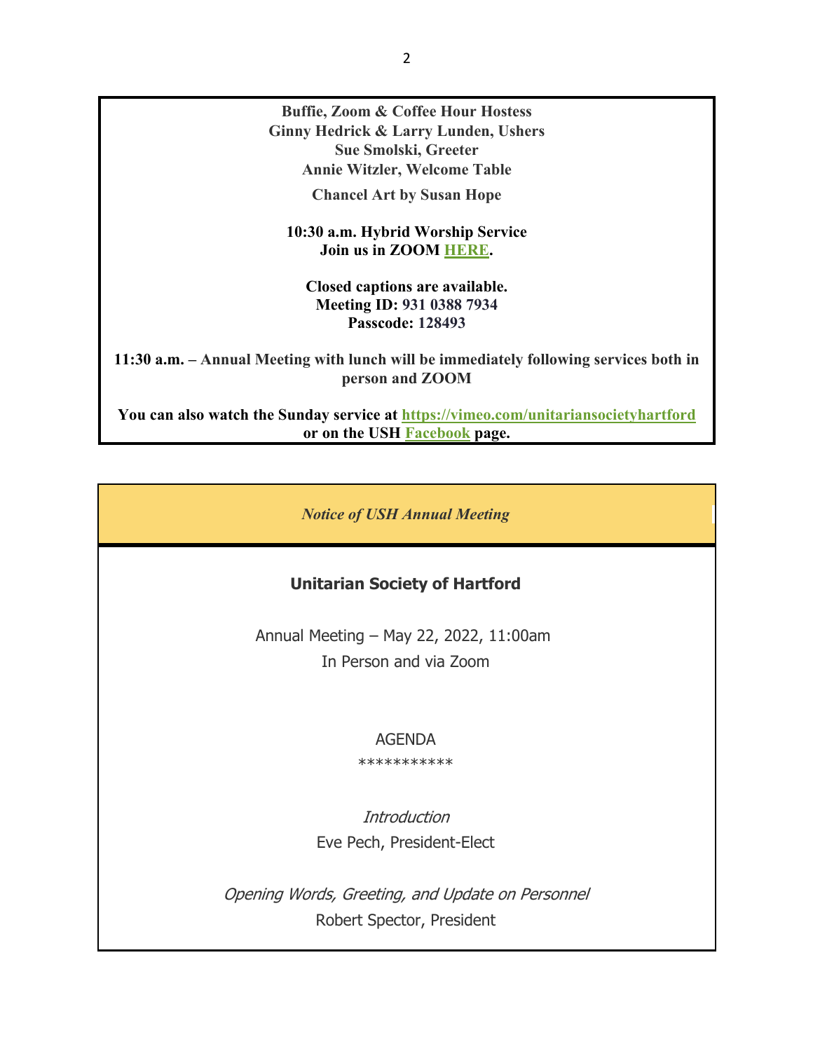**Buffie, Zoom & Coffee Hour Hostess**
**Ginny Hedrick & Larry Lunden, Ushers**
**Sue Smolski, Greeter**
**Annie Witzler, Welcome Table**

**Chancel Art by Susan Hope**

**10:30 a.m. Hybrid Worship Service**
**Join us in ZOOM HERE.**

**Closed captions are available.**
**Meeting ID: 931 0388 7934**
**Passcode: 128493**

**11:30 a.m. – Annual Meeting with lunch will be immediately following services both in person and ZOOM**

**You can also watch the Sunday service at https://vimeo.com/unitariansocietyhartford or on the USH Facebook page.**

*Notice of USH Annual Meeting*

**Unitarian Society of Hartford**

Annual Meeting – May 22, 2022, 11:00am
In Person and via Zoom

AGENDA
***********

*Introduction*
Eve Pech, President-Elect

*Opening Words, Greeting, and Update on Personnel*
Robert Spector, President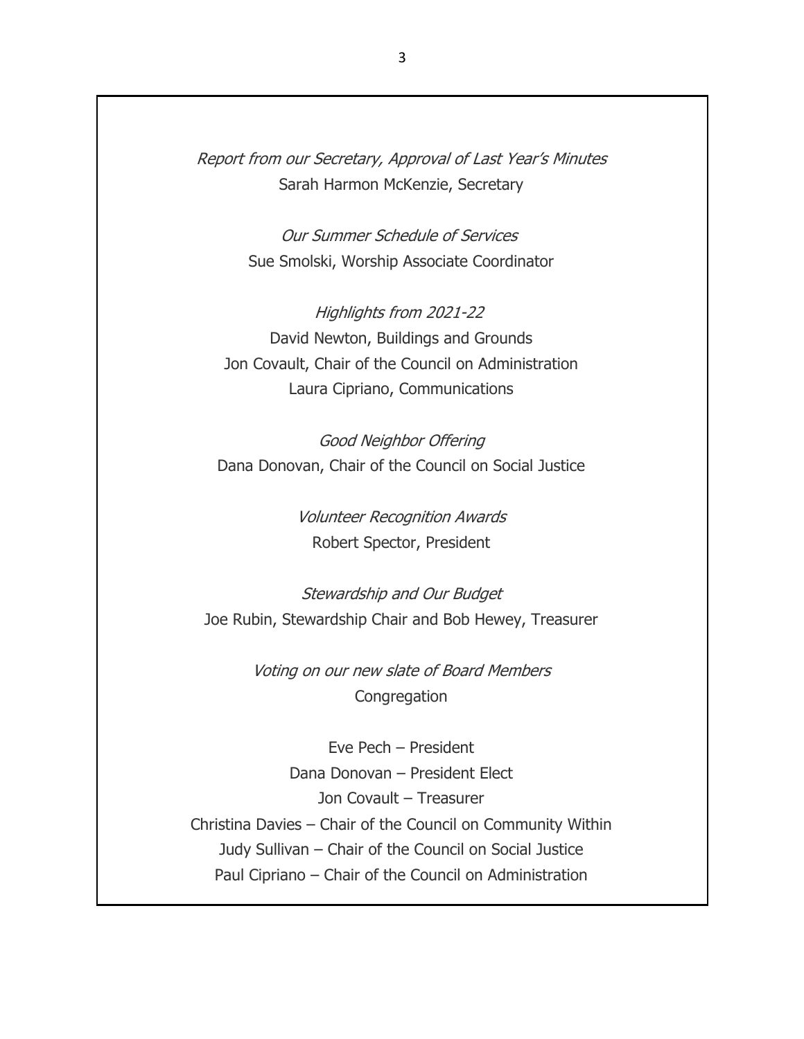*Report from our Secretary, Approval of Last Year's Minutes*
Sarah Harmon McKenzie, Secretary

*Our Summer Schedule of Services*
Sue Smolski, Worship Associate Coordinator

*Highlights from 2021-22*
David Newton, Buildings and Grounds
Jon Covault, Chair of the Council on Administration
Laura Cipriano, Communications

*Good Neighbor Offering*
Dana Donovan, Chair of the Council on Social Justice

*Volunteer Recognition Awards*
Robert Spector, President

*Stewardship and Our Budget*
Joe Rubin, Stewardship Chair and Bob Hewey, Treasurer

*Voting on our new slate of Board Members*
Congregation

Eve Pech – President
Dana Donovan – President Elect
Jon Covault – Treasurer
Christina Davies – Chair of the Council on Community Within
Judy Sullivan – Chair of the Council on Social Justice
Paul Cipriano – Chair of the Council on Administration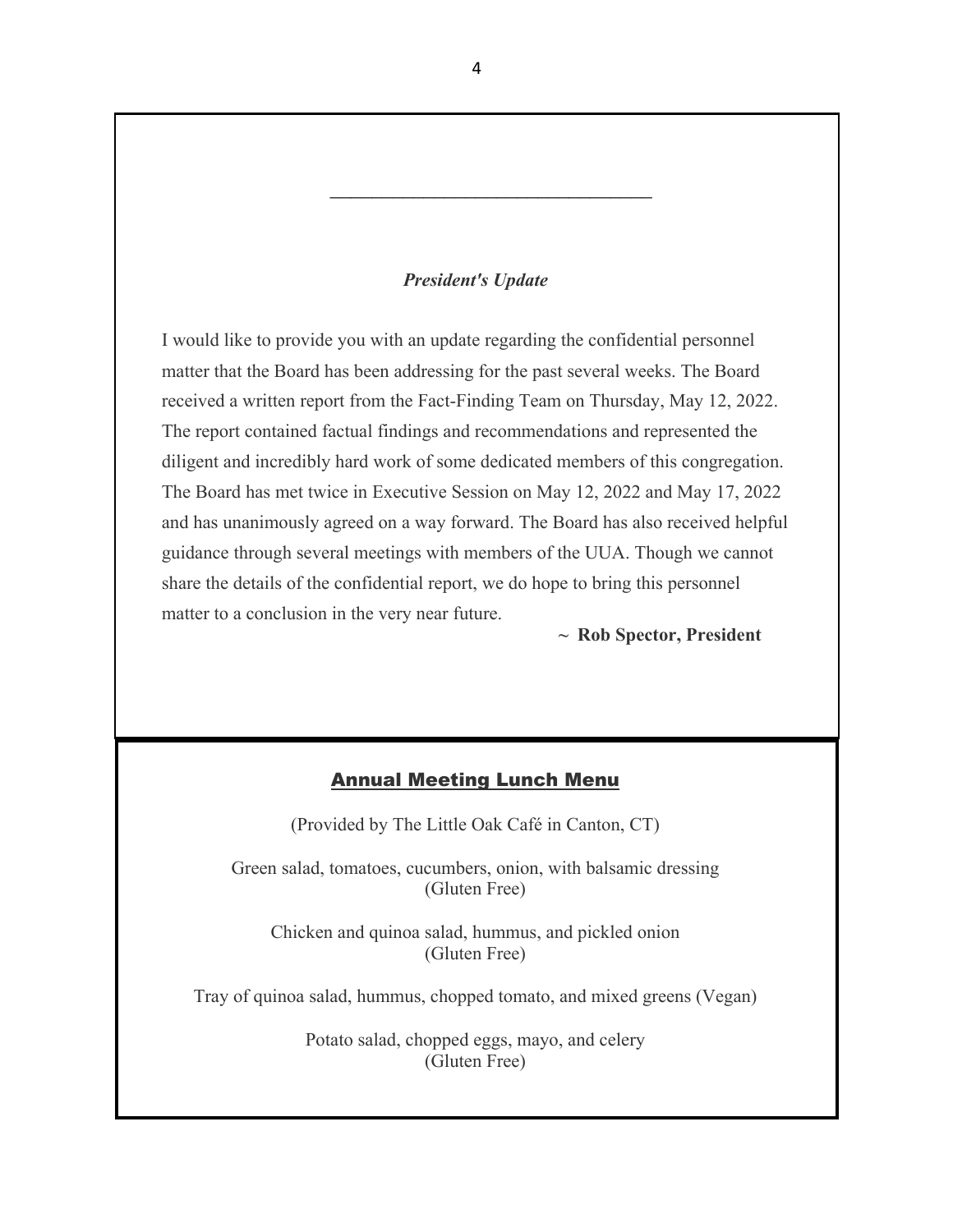---

### *President's Update*

I would like to provide you with an update regarding the confidential personnel matter that the Board has been addressing for the past several weeks. The Board received a written report from the Fact-Finding Team on Thursday, May 12, 2022. The report contained factual findings and recommendations and represented the diligent and incredibly hard work of some dedicated members of this congregation. The Board has met twice in Executive Session on May 12, 2022 and May 17, 2022 and has unanimously agreed on a way forward. The Board has also received helpful guidance through several meetings with members of the UUA. Though we cannot share the details of the confidential report, we do hope to bring this personnel matter to a conclusion in the very near future.

**~ Rob Spector, President**

## Annual Meeting Lunch Menu

(Provided by The Little Oak Café in Canton, CT)

Green salad, tomatoes, cucumbers, onion, with balsamic dressing
(Gluten Free)

Chicken and quinoa salad, hummus, and pickled onion
(Gluten Free)

Tray of quinoa salad, hummus, chopped tomato, and mixed greens (Vegan)

Potato salad, chopped eggs, mayo, and celery
(Gluten Free)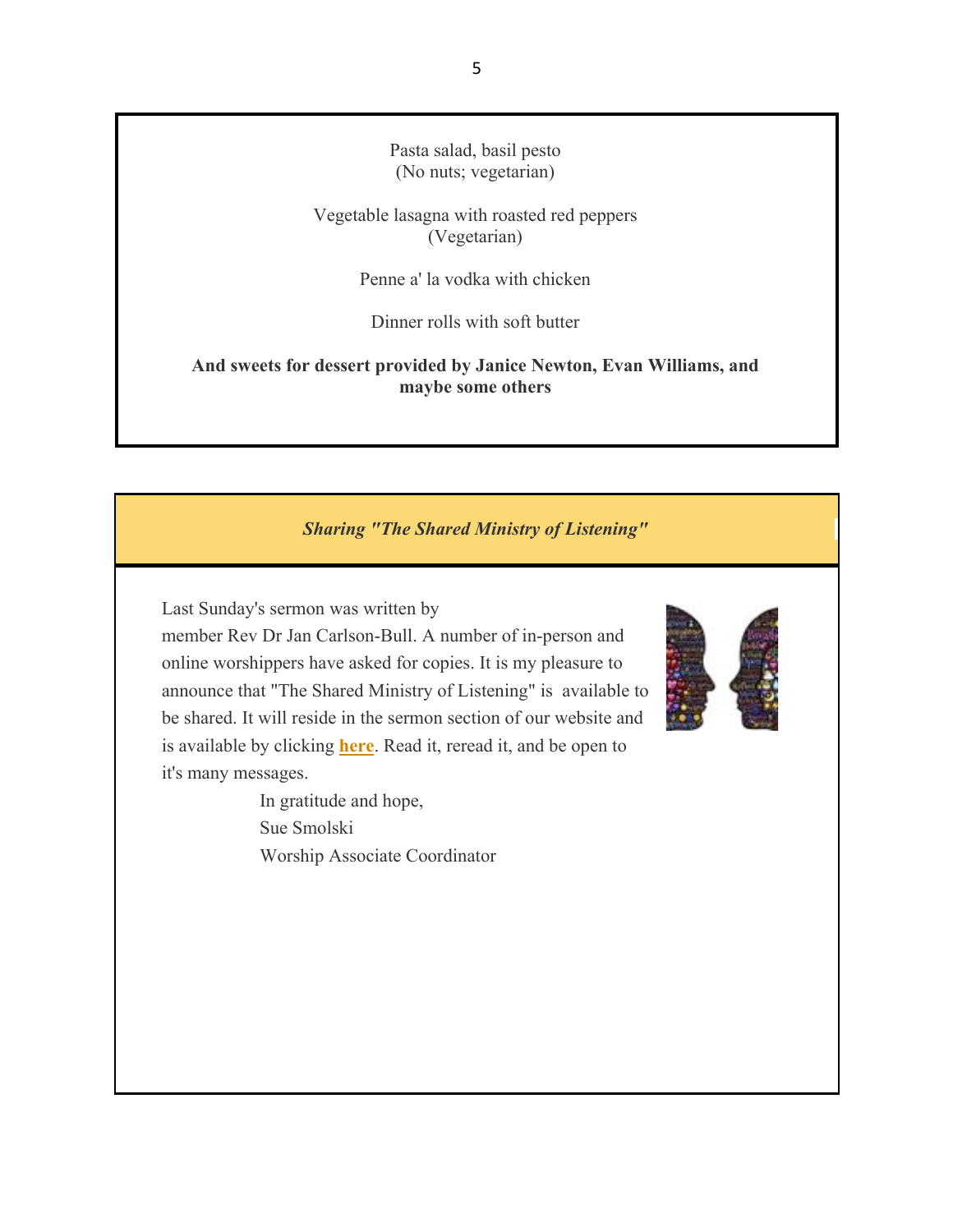Pasta salad, basil pesto
(No nuts; vegetarian)

Vegetable lasagna with roasted red peppers
(Vegetarian)

Penne a' la vodka with chicken

Dinner rolls with soft butter

**And sweets for dessert provided by Janice Newton, Evan Williams, and maybe some others**

## ***Sharing "The Shared Ministry of Listening"***

Last Sunday's sermon was written by member Rev Dr Jan Carlson-Bull. A number of in-person and online worshippers have asked for copies. It is my pleasure to announce that "The Shared Ministry of Listening" is available to be shared. It will reside in the sermon section of our website and is available by clicking **here**. Read it, reread it, and be open to it's many messages.

In gratitude and hope,
Sue Smolski
Worship Associate Coordinator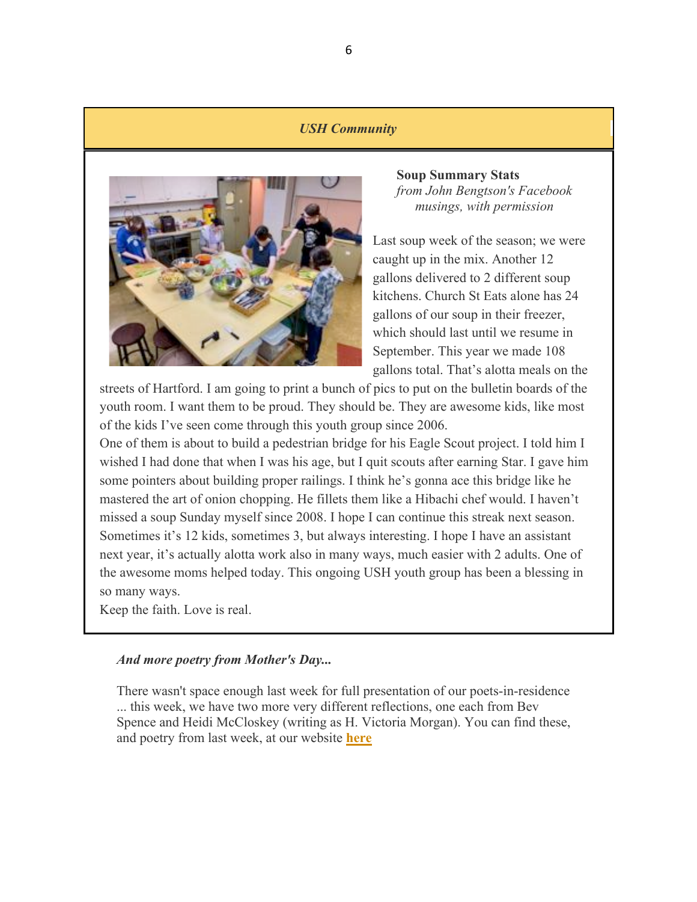## *USH Community*

**Soup Summary Stats**
*from John Bengtson's Facebook musings, with permission*

Last soup week of the season; we were caught up in the mix. Another 12 gallons delivered to 2 different soup kitchens. Church St Eats alone has 24 gallons of our soup in their freezer, which should last until we resume in September. This year we made 108 gallons total. That's alotta meals on the streets of Hartford. I am going to print a bunch of pics to put on the bulletin boards of the youth room. I want them to be proud. They should be. They are awesome kids, like most of the kids I've seen come through this youth group since 2006.
One of them is about to build a pedestrian bridge for his Eagle Scout project. I told him I wished I had done that when I was his age, but I quit scouts after earning Star. I gave him some pointers about building proper railings. I think he's gonna ace this bridge like he mastered the art of onion chopping. He fillets them like a Hibachi chef would. I haven't missed a soup Sunday myself since 2008. I hope I can continue this streak next season. Sometimes it's 12 kids, sometimes 3, but always interesting. I hope I have an assistant next year, it's actually alotta work also in many ways, much easier with 2 adults. One of the awesome moms helped today. This ongoing USH youth group has been a blessing in so many ways.
Keep the faith. Love is real.

***And more poetry from Mother's Day...***

There wasn't space enough last week for full presentation of our poets-in-residence ... this week, we have two more very different reflections, one each from Bev Spence and Heidi McCloskey (writing as H. Victoria Morgan). You can find these, and poetry from last week, at our website **here**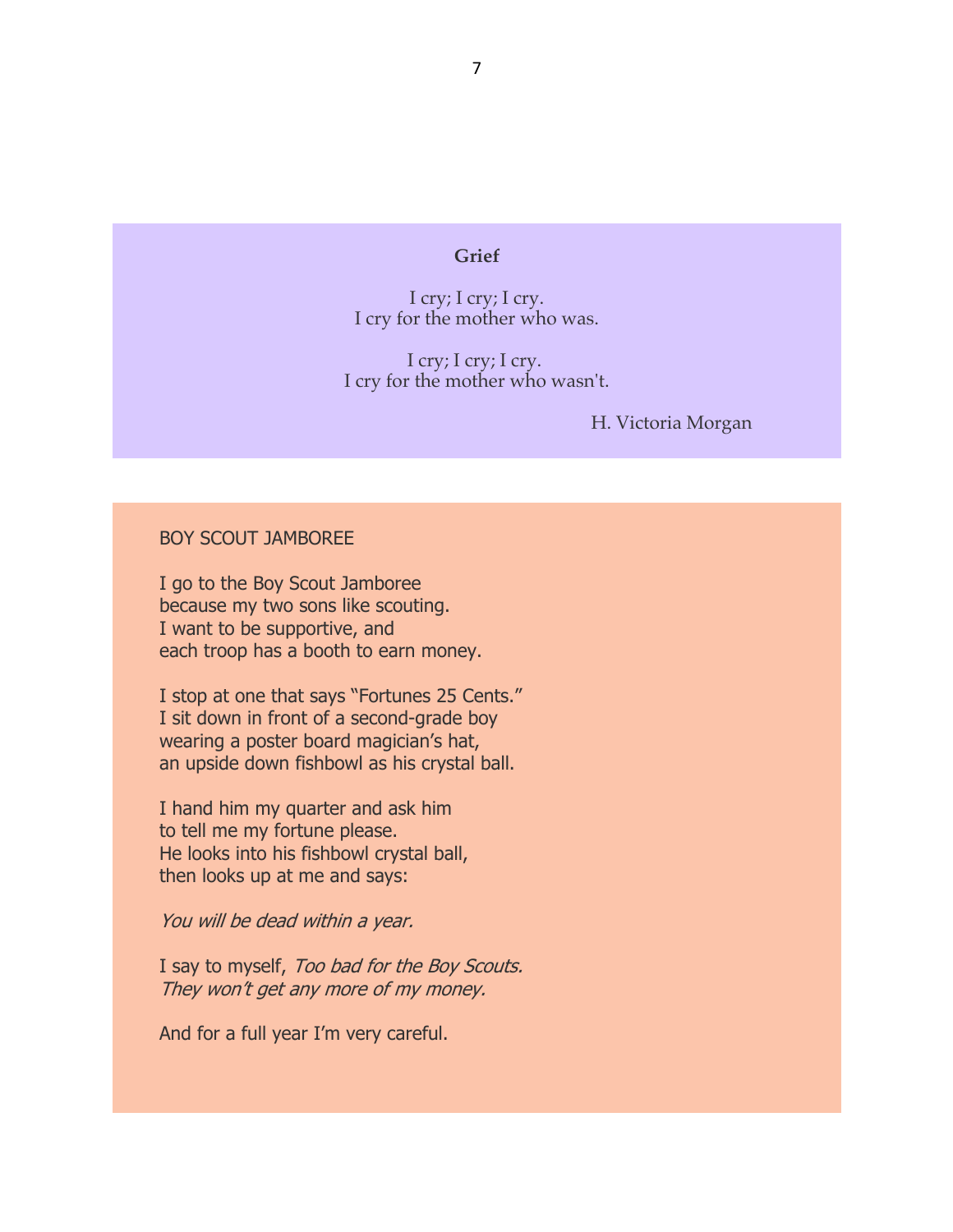## Grief

I cry; I cry; I cry.
I cry for the mother who was.

I cry; I cry; I cry.
I cry for the mother who wasn't.

H. Victoria Morgan

## BOY SCOUT JAMBOREE

I go to the Boy Scout Jamboree
because my two sons like scouting.
I want to be supportive, and
each troop has a booth to earn money.

I stop at one that says "Fortunes 25 Cents."
I sit down in front of a second-grade boy
wearing a poster board magician's hat,
an upside down fishbowl as his crystal ball.

I hand him my quarter and ask him
to tell me my fortune please.
He looks into his fishbowl crystal ball,
then looks up at me and says:

*You will be dead within a year.*

I say to myself, *Too bad for the Boy Scouts.*
*They won't get any more of my money.*

And for a full year I'm very careful.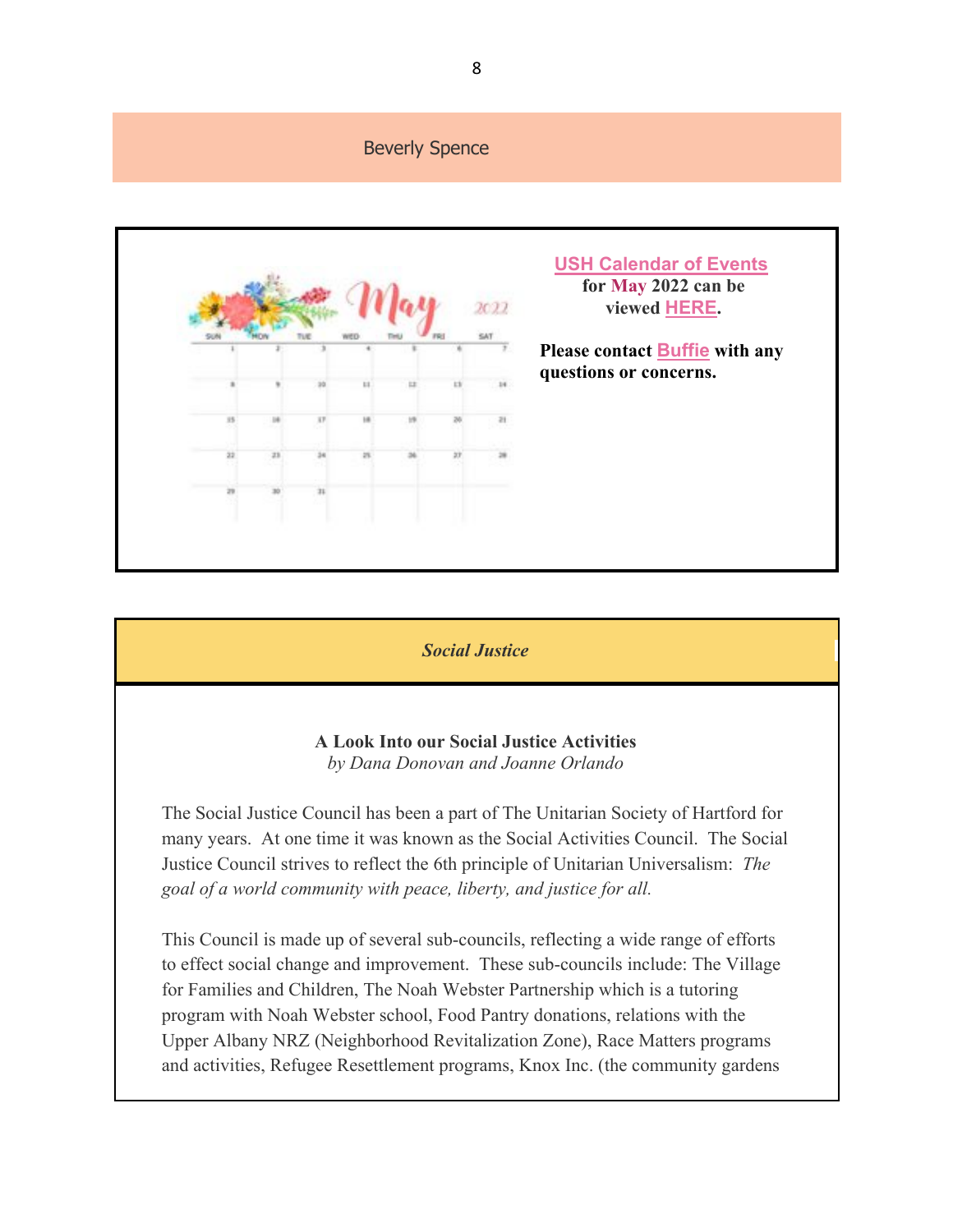Beverly Spence

**USH Calendar of Events for May 2022 can be viewed HERE.**

**Please contact Buffie with any questions or concerns.**

## *Social Justice*

### A Look Into our Social Justice Activities

*by Dana Donovan and Joanne Orlando*

The Social Justice Council has been a part of The Unitarian Society of Hartford for many years. At one time it was known as the Social Activities Council. The Social Justice Council strives to reflect the 6th principle of Unitarian Universalism: *The goal of a world community with peace, liberty, and justice for all.*

This Council is made up of several sub-councils, reflecting a wide range of efforts to effect social change and improvement. These sub-councils include: The Village for Families and Children, The Noah Webster Partnership which is a tutoring program with Noah Webster school, Food Pantry donations, relations with the Upper Albany NRZ (Neighborhood Revitalization Zone), Race Matters programs and activities, Refugee Resettlement programs, Knox Inc. (the community gardens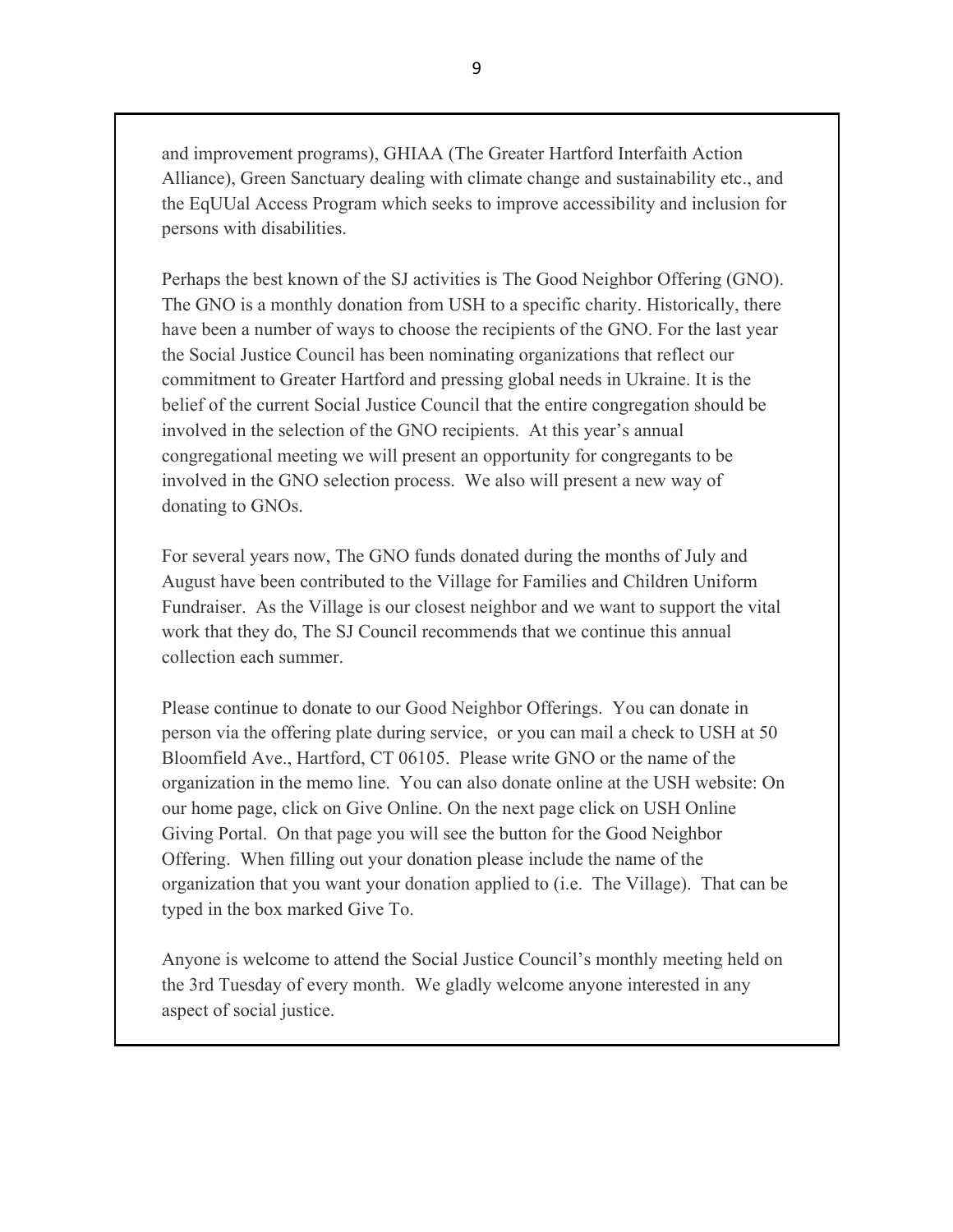and improvement programs), GHIAA (The Greater Hartford Interfaith Action Alliance), Green Sanctuary dealing with climate change and sustainability etc., and the EqUUal Access Program which seeks to improve accessibility and inclusion for persons with disabilities.

Perhaps the best known of the SJ activities is The Good Neighbor Offering (GNO). The GNO is a monthly donation from USH to a specific charity. Historically, there have been a number of ways to choose the recipients of the GNO. For the last year the Social Justice Council has been nominating organizations that reflect our commitment to Greater Hartford and pressing global needs in Ukraine. It is the belief of the current Social Justice Council that the entire congregation should be involved in the selection of the GNO recipients. At this year's annual congregational meeting we will present an opportunity for congregants to be involved in the GNO selection process. We also will present a new way of donating to GNOs.

For several years now, The GNO funds donated during the months of July and August have been contributed to the Village for Families and Children Uniform Fundraiser. As the Village is our closest neighbor and we want to support the vital work that they do, The SJ Council recommends that we continue this annual collection each summer.

Please continue to donate to our Good Neighbor Offerings. You can donate in person via the offering plate during service, or you can mail a check to USH at 50 Bloomfield Ave., Hartford, CT 06105. Please write GNO or the name of the organization in the memo line. You can also donate online at the USH website: On our home page, click on Give Online. On the next page click on USH Online Giving Portal. On that page you will see the button for the Good Neighbor Offering. When filling out your donation please include the name of the organization that you want your donation applied to (i.e. The Village). That can be typed in the box marked Give To.

Anyone is welcome to attend the Social Justice Council's monthly meeting held on the 3rd Tuesday of every month. We gladly welcome anyone interested in any aspect of social justice.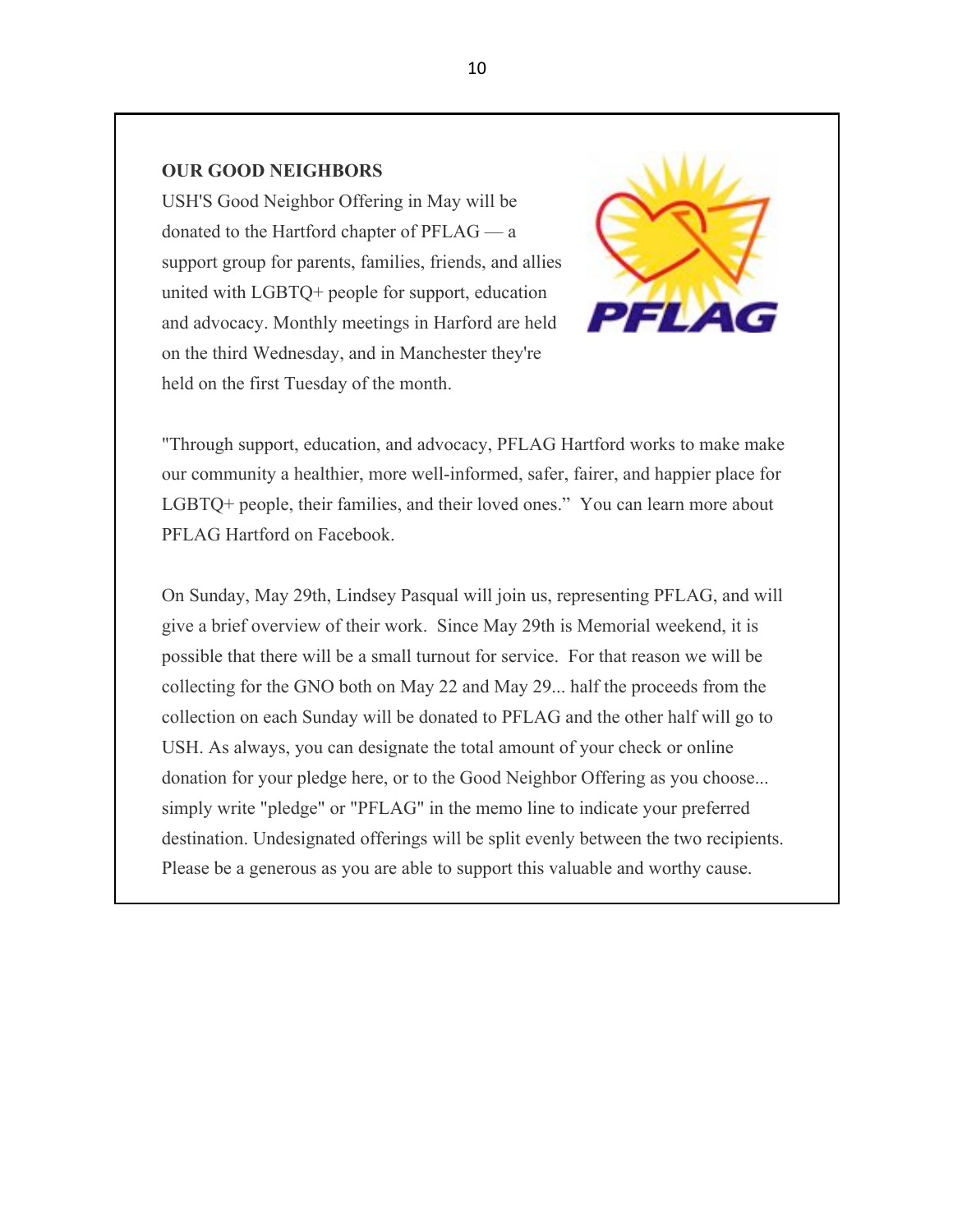**OUR GOOD NEIGHBORS**

USH'S Good Neighbor Offering in May will be donated to the Hartford chapter of PFLAG — a support group for parents, families, friends, and allies united with LGBTQ+ people for support, education and advocacy. Monthly meetings in Harford are held on the third Wednesday, and in Manchester they're held on the first Tuesday of the month.

"Through support, education, and advocacy, PFLAG Hartford works to make make our community a healthier, more well-informed, safer, fairer, and happier place for LGBTQ+ people, their families, and their loved ones." You can learn more about PFLAG Hartford on Facebook.

On Sunday, May 29th, Lindsey Pasqual will join us, representing PFLAG, and will give a brief overview of their work. Since May 29th is Memorial weekend, it is possible that there will be a small turnout for service. For that reason we will be collecting for the GNO both on May 22 and May 29... half the proceeds from the collection on each Sunday will be donated to PFLAG and the other half will go to USH. As always, you can designate the total amount of your check or online donation for your pledge here, or to the Good Neighbor Offering as you choose... simply write "pledge" or "PFLAG" in the memo line to indicate your preferred destination. Undesignated offerings will be split evenly between the two recipients. Please be a generous as you are able to support this valuable and worthy cause.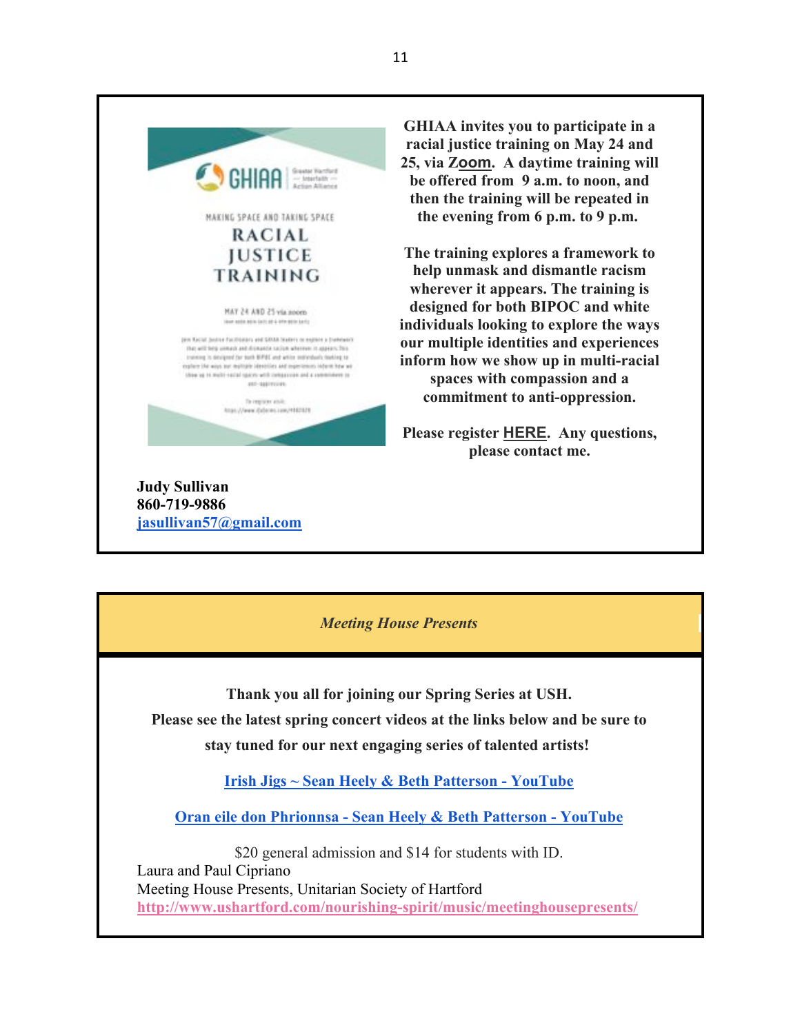**GHIAA invites you to participate in a racial justice training on May 24 and 25, via Zoom. A daytime training will be offered from 9 a.m. to noon, and then the training will be repeated in the evening from 6 p.m. to 9 p.m.**

**The training explores a framework to help unmask and dismantle racism wherever it appears. The training is designed for both BIPOC and white individuals looking to explore the ways our multiple identities and experiences inform how we show up in multi-racial spaces with compassion and a commitment to anti-oppression.**

**Please register HERE. Any questions, please contact me.**

**Judy Sullivan**
**860-719-9886**
**jasullivan57@gmail.com**

***Meeting House Presents***

**Thank you all for joining our Spring Series at USH.**

**Please see the latest spring concert videos at the links below and be sure to stay tuned for our next engaging series of talented artists!**

**Irish Jigs ~ Sean Heely & Beth Patterson - YouTube**

**Oran eile don Phrionnsa - Sean Heely & Beth Patterson - YouTube**

$20 general admission and $14 for students with ID.
Laura and Paul Cipriano
Meeting House Presents, Unitarian Society of Hartford
http://www.ushartford.com/nourishing-spirit/music/meetinghousepresents/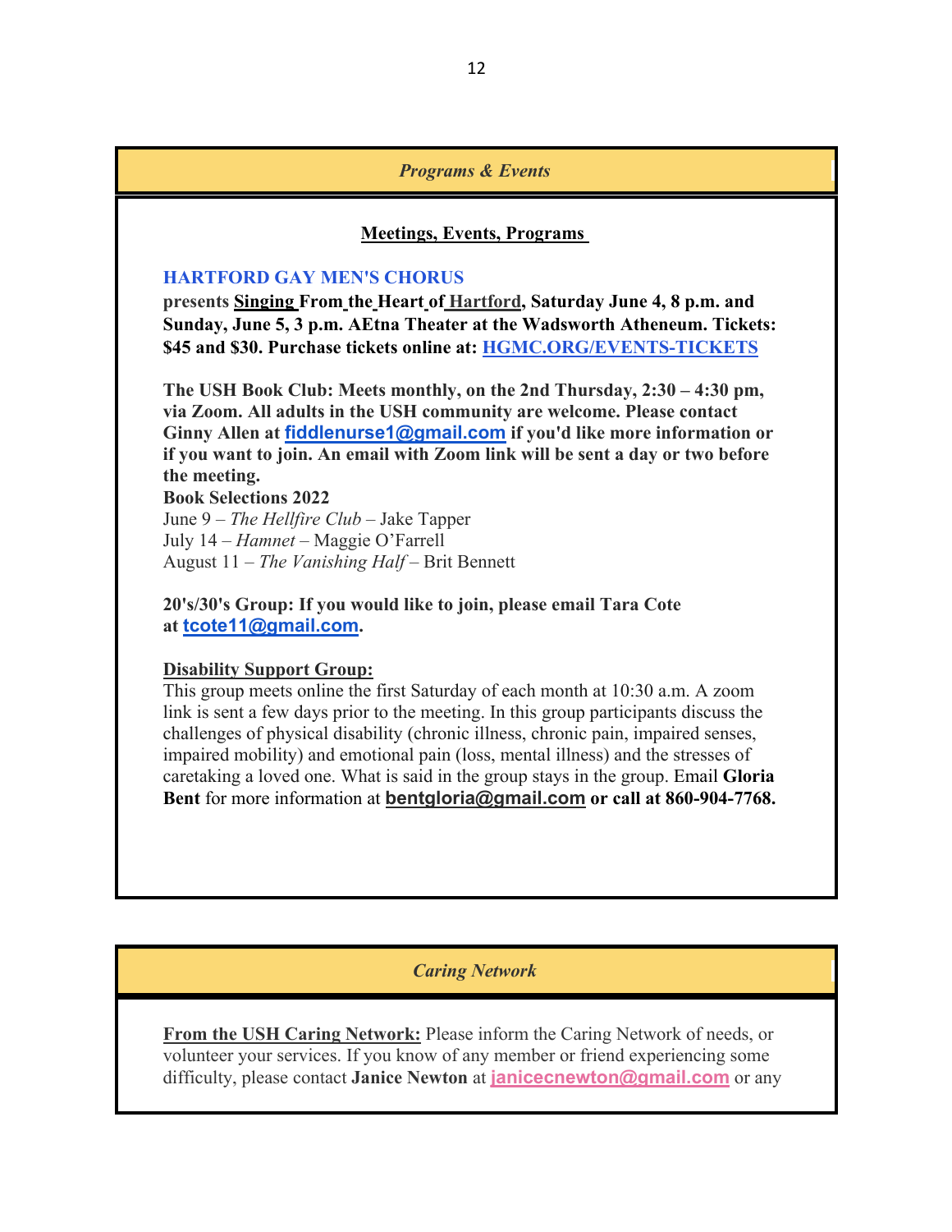## *Programs & Events*

### Meetings, Events, Programs

**HARTFORD GAY MEN'S CHORUS**
**presents Singing From the Heart of Hartford, Saturday June 4, 8 p.m. and Sunday, June 5, 3 p.m. AEtna Theater at the Wadsworth Atheneum. Tickets: $45 and $30. Purchase tickets online at: HGMC.ORG/EVENTS-TICKETS**

**The USH Book Club: Meets monthly, on the 2nd Thursday, 2:30 – 4:30 pm, via Zoom. All adults in the USH community are welcome. Please contact Ginny Allen at fiddlenurse1@gmail.com if you'd like more information or if you want to join. An email with Zoom link will be sent a day or two before the meeting.**

**Book Selections 2022**
June 9 – *The Hellfire Club* – Jake Tapper
July 14 – *Hamnet* – Maggie O'Farrell
August 11 – *The Vanishing Half* – Brit Bennett

**20's/30's Group: If you would like to join, please email Tara Cote at tcote11@gmail.com.**

**Disability Support Group:**
This group meets online the first Saturday of each month at 10:30 a.m. A zoom link is sent a few days prior to the meeting. In this group participants discuss the challenges of physical disability (chronic illness, chronic pain, impaired senses, impaired mobility) and emotional pain (loss, mental illness) and the stresses of caretaking a loved one. What is said in the group stays in the group. Email **Gloria Bent** for more information at **bentgloria@gmail.com or call at 860-904-7768.**

## *Caring Network*

**From the USH Caring Network:** Please inform the Caring Network of needs, or volunteer your services. If you know of any member or friend experiencing some difficulty, please contact **Janice Newton** at janicecnewton@gmail.com or any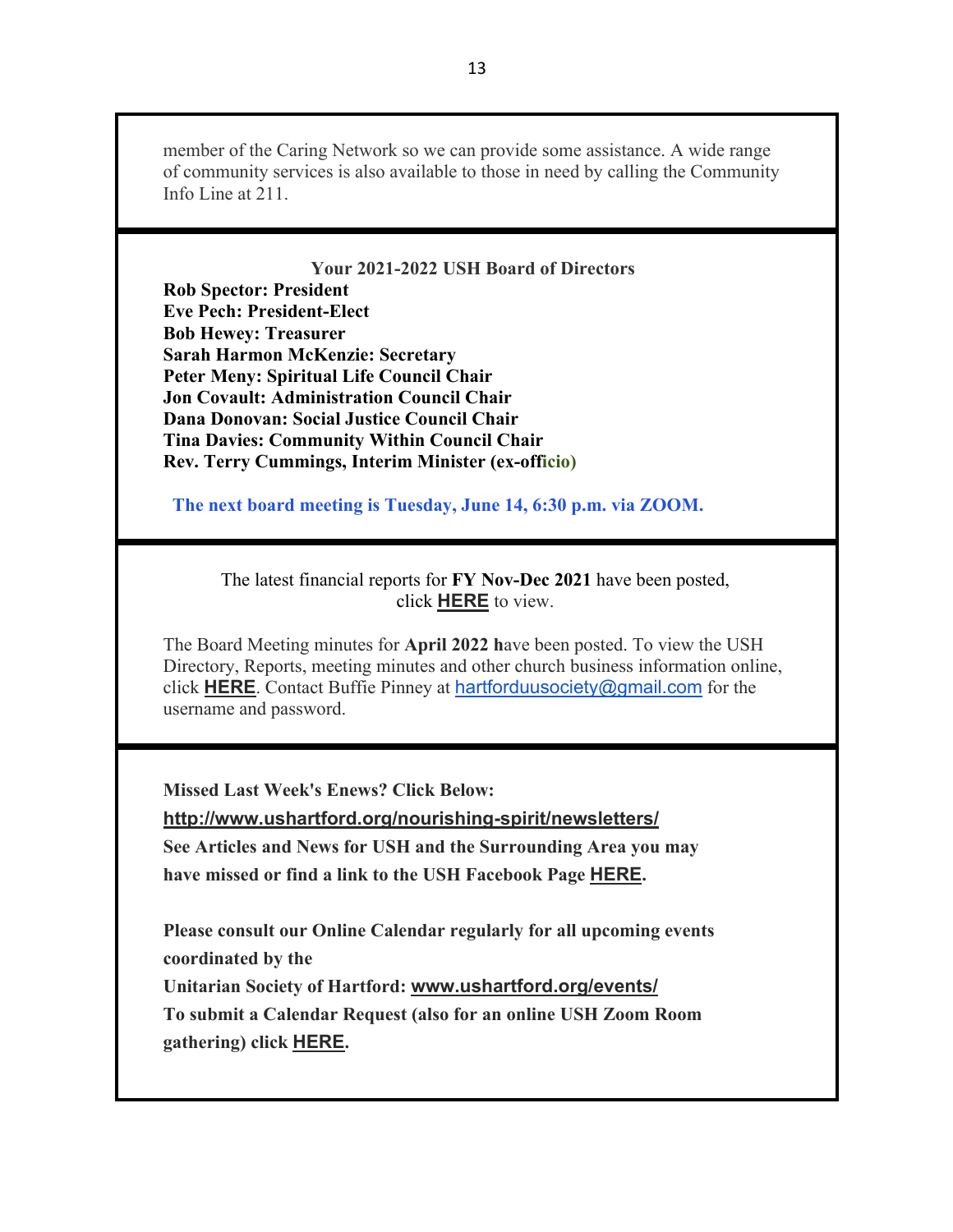member of the Caring Network so we can provide some assistance. A wide range of community services is also available to those in need by calling the Community Info Line at 211.

**Your 2021-2022 USH Board of Directors**

**Rob Spector: President**
**Eve Pech: President-Elect**
**Bob Hewey: Treasurer**
**Sarah Harmon McKenzie: Secretary**
**Peter Meny: Spiritual Life Council Chair**
**Jon Covault: Administration Council Chair**
**Dana Donovan: Social Justice Council Chair**
**Tina Davies: Community Within Council Chair**
**Rev. Terry Cummings, Interim Minister (ex-officio)**

**The next board meeting is Tuesday, June 14, 6:30 p.m. via ZOOM.**

The latest financial reports for **FY Nov-Dec 2021** have been posted, click **HERE** to view.

The Board Meeting minutes for **April 2022 h**ave been posted. To view the USH Directory, Reports, meeting minutes and other church business information online, click **HERE**. Contact Buffie Pinney at hartforduusociety@gmail.com for the username and password.

**Missed Last Week's Enews? Click Below:**
**http://www.ushartford.org/nourishing-spirit/newsletters/**
**See Articles and News for USH and the Surrounding Area you may have missed or find a link to the USH Facebook Page HERE.**

**Please consult our Online Calendar regularly for all upcoming events coordinated by the Unitarian Society of Hartford: www.ushartford.org/events/**
**To submit a Calendar Request (also for an online USH Zoom Room gathering) click HERE.**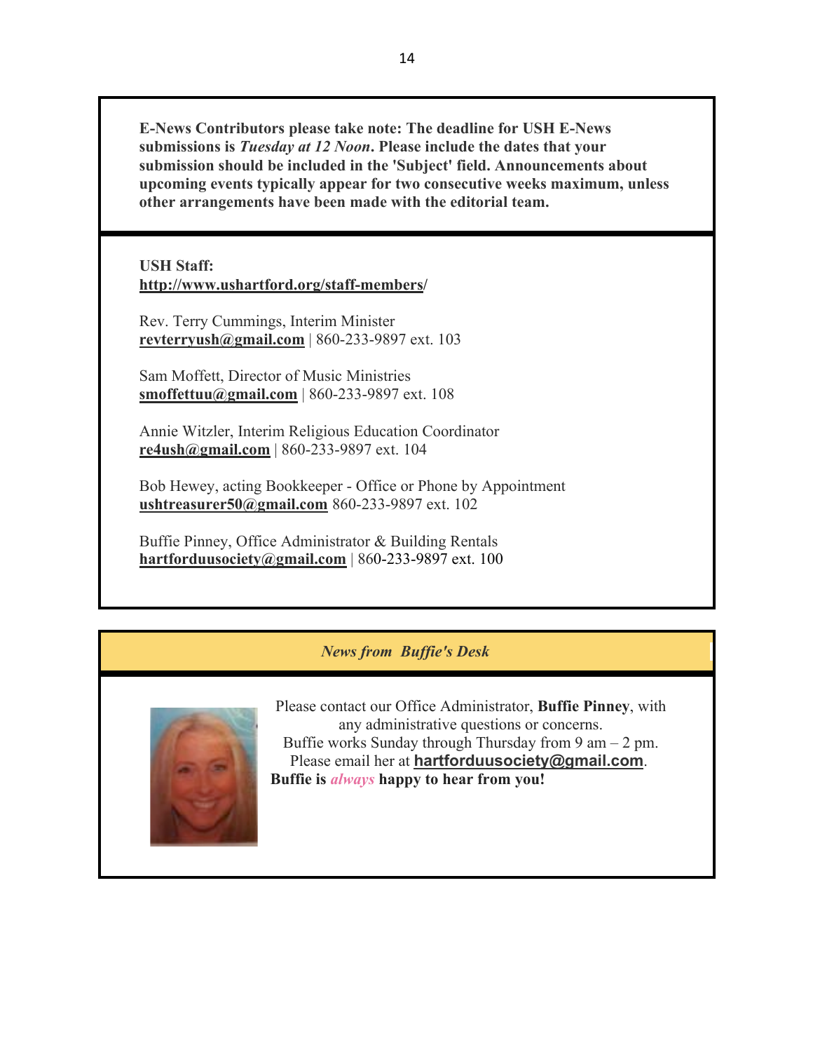**E-News Contributors please take note: The deadline for USH E-News submissions is *Tuesday at 12 Noon*. Please include the dates that your submission should be included in the 'Subject' field. Announcements about upcoming events typically appear for two consecutive weeks maximum, unless other arrangements have been made with the editorial team.**

**USH Staff:**
**http://www.ushartford.org/staff-members/**

Rev. Terry Cummings, Interim Minister
**revterryush@gmail.com** | 860-233-9897 ext. 103

Sam Moffett, Director of Music Ministries
**smoffettuu@gmail.com** | 860-233-9897 ext. 108

Annie Witzler, Interim Religious Education Coordinator
**re4ush@gmail.com** | 860-233-9897 ext. 104

Bob Hewey, acting Bookkeeper - Office or Phone by Appointment
**ushtreasurer50@gmail.com** 860-233-9897 ext. 102

Buffie Pinney, Office Administrator & Building Rentals
**hartforduusociety@gmail.com** | 860-233-9897 ext. 100

***News from Buffie's Desk***

Please contact our Office Administrator, **Buffie Pinney**, with any administrative questions or concerns.
Buffie works Sunday through Thursday from 9 am – 2 pm.
Please email her at **hartforduusociety@gmail.com**.
**Buffie is *always* happy to hear from you!**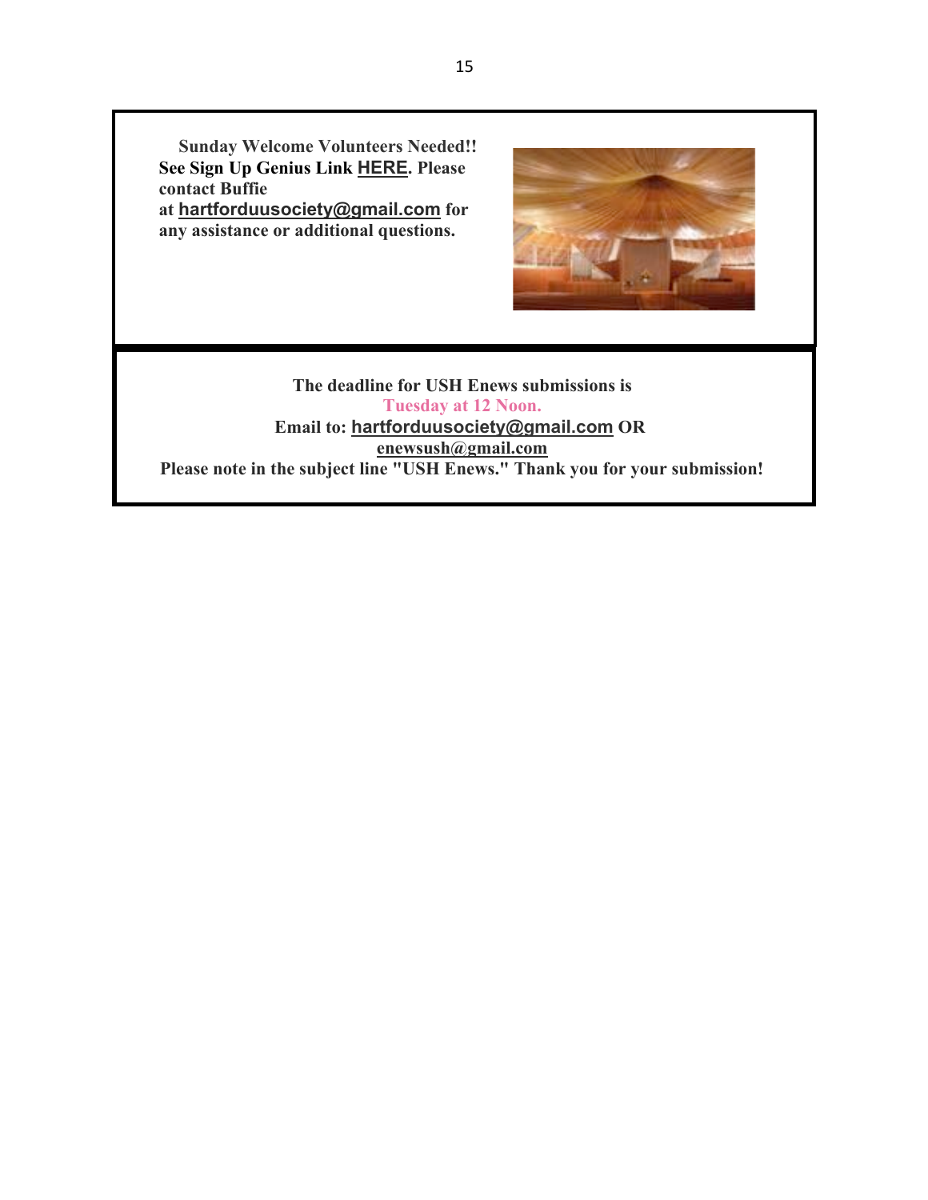**Sunday Welcome Volunteers Needed!! See Sign Up Genius Link HERE. Please contact Buffie at hartforduusociety@gmail.com for any assistance or additional questions.**

**The deadline for USH Enews submissions is**
**Tuesday at 12 Noon.**
**Email to: hartforduusociety@gmail.com OR enewsush@gmail.com**
**Please note in the subject line "USH Enews." Thank you for your submission!**